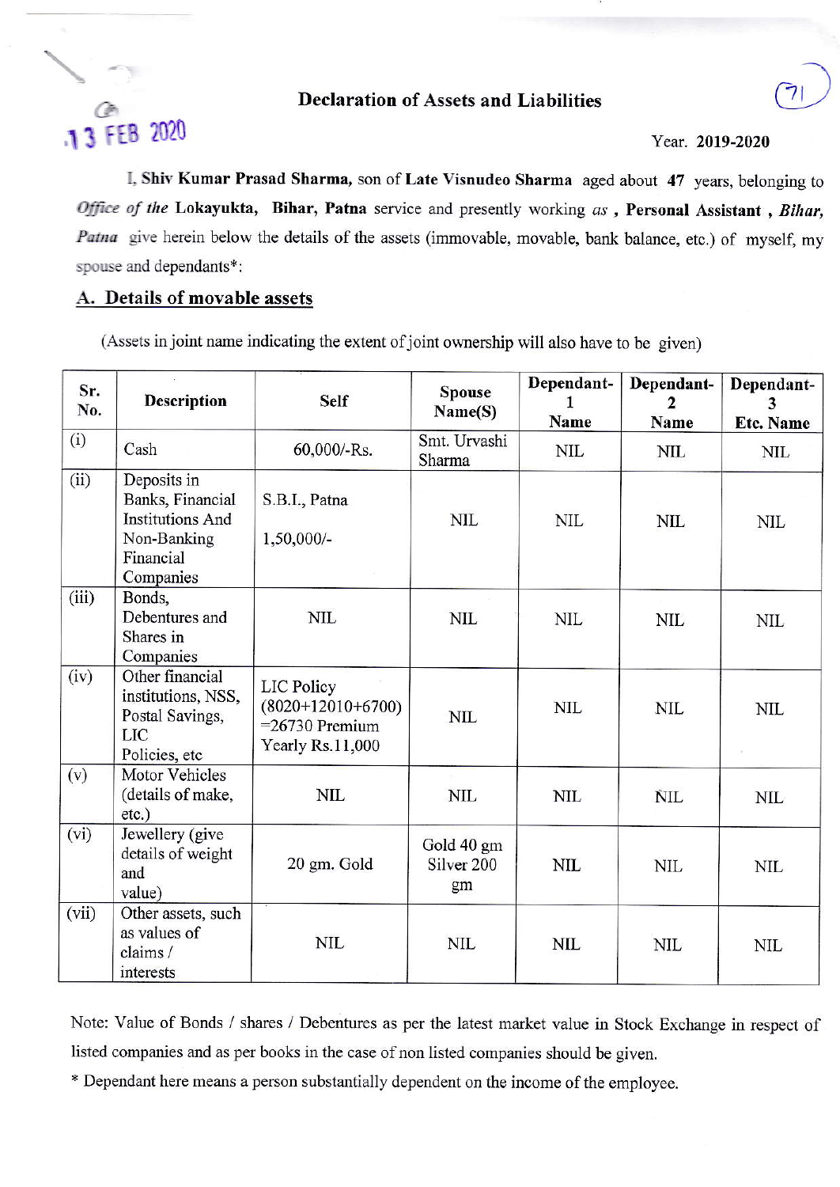13 FEB 2020

# Declaration of Assets and Liabilities

Year. **2019-2020**

I, **Shiv Kumar Prasad Sharma,** son of **Late Visnudeo Sharma** aged about **47** years, belonging to ***Office of the* Lokayukta, Bihar, Patna** service and presently working *as* , **Personal Assistant** , ***Bihar, Patna*** give herein below the details of the assets (immovable, movable, bank balance, etc.) of myself, my spouse and dependants*:

## A. Details of movable assets

(Assets in joint name indicating the extent of joint ownership will also have to be given)

| Sr. No. | Description | Self | Spouse Name(S) | Dependant-1 Name | Dependant-2 Name | Dependant-3 Etc. Name |
|---|---|---|---|---|---|---|
| (i) | Cash | 60,000/-Rs. | Smt. Urvashi Sharma | NIL | NIL | NIL |
| (ii) | Deposits in Banks, Financial Institutions And Non-Banking Financial Companies | S.B.I., Patna 1,50,000/- | NIL | NIL | NIL | NIL |
| (iii) | Bonds, Debentures and Shares in Companies | NIL | NIL | NIL | NIL | NIL |
| (iv) | Other financial institutions, NSS, Postal Savings, LIC Policies, etc | LIC Policy (8020+12010+6700) =26730 Premium Yearly Rs.11,000 | NIL | NIL | NIL | NIL |
| (v) | Motor Vehicles (details of make, etc.) | NIL | NIL | NIL | NIL | NIL |
| (vi) | Jewellery (give details of weight and value) | 20 gm. Gold | Gold 40 gm Silver 200 gm | NIL | NIL | NIL |
| (vii) | Other assets, such as values of claims / interests | NIL | NIL | NIL | NIL | NIL |

Note: Value of Bonds / shares / Debentures as per the latest market value in Stock Exchange in respect of listed companies and as per books in the case of non listed companies should be given.

* Dependant here means a person substantially dependent on the income of the employee.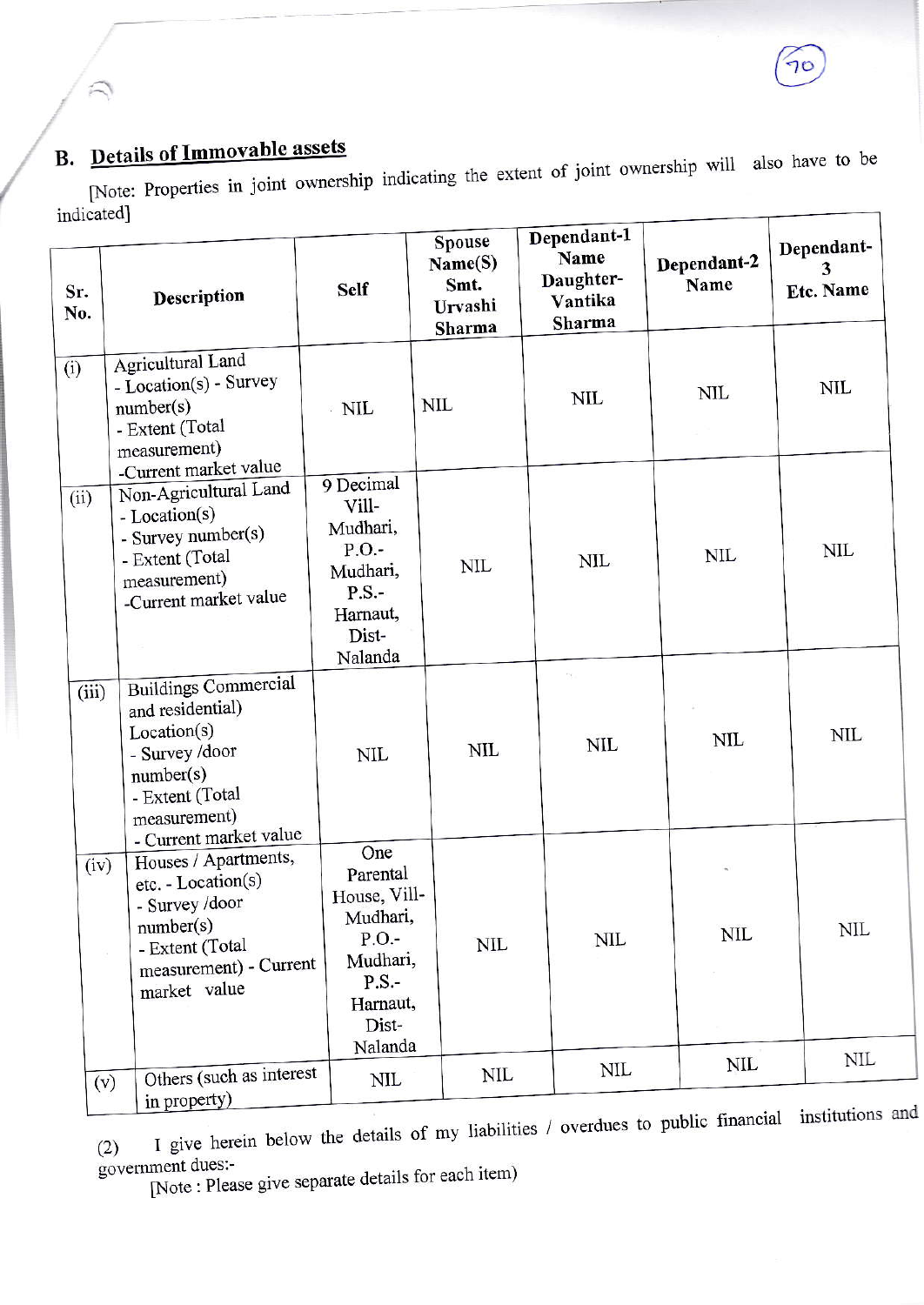## B. Details of Immovable assets

[Note: Properties in joint ownership indicating the extent of joint ownership will also have to be indicated]

| Sr. No. | Description | Self | Spouse Name(S) Smt. Urvashi Sharma | Dependant-1 Name Daughter- Vantika Sharma | Dependant-2 Name | Dependant-3 Etc. Name |
|---|---|---|---|---|---|---|
| (i) | Agricultural Land - Location(s) - Survey number(s) - Extent (Total measurement) -Current market value | NIL | NIL | NIL | NIL | NIL |
| (ii) | Non-Agricultural Land - Location(s) - Survey number(s) - Extent (Total measurement) -Current market value | 9 Decimal Vill- Mudhari, P.O.- Mudhari, P.S.- Harnaut, Dist- Nalanda | NIL | NIL | NIL | NIL |
| (iii) | Buildings Commercial and residential) Location(s) - Survey /door number(s) - Extent (Total measurement) - Current market value | NIL | NIL | NIL | NIL | NIL |
| (iv) | Houses / Apartments, etc. - Location(s) - Survey /door number(s) - Extent (Total measurement) - Current market value | One Parental House, Vill- Mudhari, P.O.- Mudhari, P.S.- Harnaut, Dist- Nalanda | NIL | NIL | NIL | NIL |
| (v) | Others (such as interest in property) | NIL | NIL | NIL | NIL | NIL |

(2) I give herein below the details of my liabilities / overdues to public financial institutions and government dues:-

[Note : Please give separate details for each item)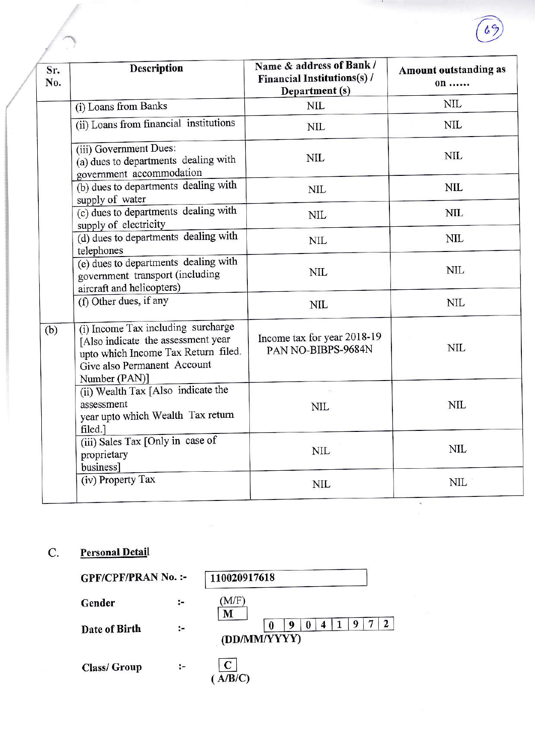| Sr. No. | Description | Name & address of Bank / Financial Institutions(s) / Department (s) | Amount outstanding as on …… |
|---|---|---|---|
| | (i) Loans from Banks | NIL | NIL |
| | (ii) Loans from financial institutions | NIL | NIL |
| | (iii) Government Dues: (a) dues to departments dealing with government accommodation | NIL | NIL |
| | (b) dues to departments dealing with supply of water | NIL | NIL |
| | (c) dues to departments dealing with supply of electricity | NIL | NIL |
| | (d) dues to departments dealing with telephones | NIL | NIL |
| | (e) dues to departments dealing with government transport (including aircraft and helicopters) | NIL | NIL |
| | (f) Other dues, if any | NIL | NIL |
| (b) | (i) Income Tax including surcharge [Also indicate the assessment year upto which Income Tax Return filed. Give also Permanent Account Number (PAN)] | Income tax for year 2018-19 PAN NO-BIBPS-9684N | NIL |
| | (ii) Wealth Tax [Also indicate the assessment year upto which Wealth Tax return filed.] | NIL | NIL |
| | (iii) Sales Tax [Only in case of proprietary business] | NIL | NIL |
| | (iv) Property Tax | NIL | NIL |

## C. Personal Detail

**GPF/CPF/PRAN No. :-** 110020917618

**Gender :-** (M/F) M

**Date of Birth :-** 0 9 0 4 1 9 7 2 (DD/MM/YYYY)

**Class/ Group :-** C (A/B/C)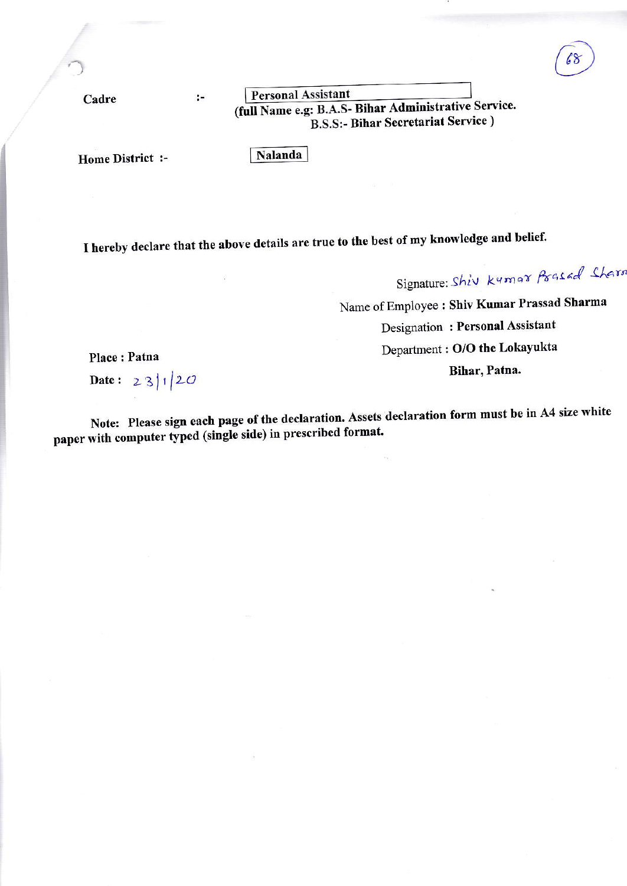Cadre :- Personal Assistant
(full Name e.g: B.A.S- Bihar Administrative Service.
B.S.S:- Bihar Secretariat Service )

Home District :- Nalanda

**I hereby declare that the above details are true to the best of my knowledge and belief.**

Signature: Shiv kumar Prasad Sharm

Name of Employee : **Shiv Kumar Prassad Sharma**

Designation : **Personal Assistant**

Department : **O/O the Lokayukta**
**Bihar, Patna.**

**Place : Patna**

**Date :** 23/1/20

**Note: Please sign each page of the declaration. Assets declaration form must be in A4 size white paper with computer typed (single side) in prescribed format.**